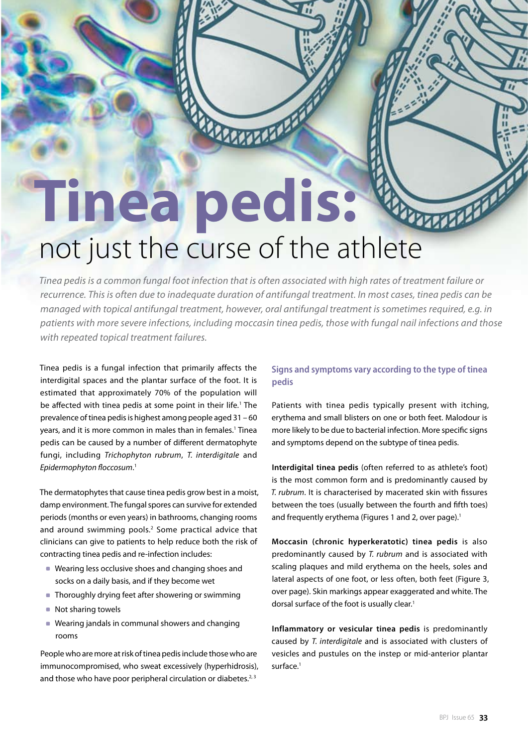# Tinea pedis: not just the curse of the athlete

*Tinea pedis is a common fungal foot infection that is often associated with high rates of treatment failure or recurrence. This is often due to inadequate duration of antifungal treatment. In most cases, tinea pedis can be managed with topical antifungal treatment, however, oral antifungal treatment is sometimes required, e.g. in patients with more severe infections, including moccasin tinea pedis, those with fungal nail infections and those with repeated topical treatment failures.*

Tinea pedis is a fungal infection that primarily affects the interdigital spaces and the plantar surface of the foot. It is estimated that approximately 70% of the population will be affected with tinea pedis at some point in their life.[1] The prevalence of tinea pedis is highest among people aged 31 – 60 years, and it is more common in males than in females.[1] Tinea pedis can be caused by a number of different dermatophyte fungi, including *Trichophyton rubrum*, *T. interdigitale* and *Epidermophyton floccosum*.[1]

The dermatophytes that cause tinea pedis grow best in a moist, damp environment. The fungal spores can survive for extended periods (months or even years) in bathrooms, changing rooms and around swimming pools.[2] Some practical advice that clinicians can give to patients to help reduce both the risk of contracting tinea pedis and re-infection includes:

- Wearing less occlusive shoes and changing shoes and socks on a daily basis, and if they become wet
- Thoroughly drying feet after showering or swimming
- Not sharing towels
- Wearing jandals in communal showers and changing rooms

People who are more at risk of tinea pedis include those who are immunocompromised, who sweat excessively (hyperhidrosis), and those who have poor peripheral circulation or diabetes.[2,3]

## Signs and symptoms vary according to the type of tinea pedis

Patients with tinea pedis typically present with itching, erythema and small blisters on one or both feet. Malodour is more likely to be due to bacterial infection. More specific signs and symptoms depend on the subtype of tinea pedis.

**Interdigital tinea pedis** (often referred to as athlete's foot) is the most common form and is predominantly caused by *T. rubrum*. It is characterised by macerated skin with fissures between the toes (usually between the fourth and fifth toes) and frequently erythema (Figures 1 and 2, over page).[1]

**Moccasin (chronic hyperkeratotic) tinea pedis** is also predominantly caused by *T. rubrum* and is associated with scaling plaques and mild erythema on the heels, soles and lateral aspects of one foot, or less often, both feet (Figure 3, over page). Skin markings appear exaggerated and white. The dorsal surface of the foot is usually clear.[1]

**Inflammatory or vesicular tinea pedis** is predominantly caused by *T. interdigitale* and is associated with clusters of vesicles and pustules on the instep or mid-anterior plantar surface.[1]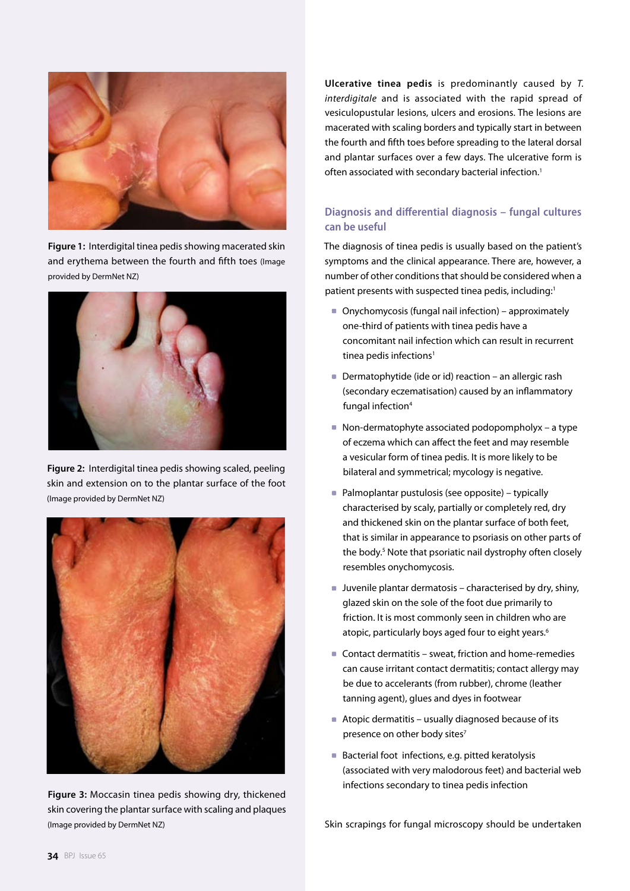Figure 1: Interdigital tinea pedis showing macerated skin and erythema between the fourth and fifth toes (Image provided by DermNet NZ)

Figure 2: Interdigital tinea pedis showing scaled, peeling skin and extension on to the plantar surface of the foot (Image provided by DermNet NZ)

Figure 3: Moccasin tinea pedis showing dry, thickened skin covering the plantar surface with scaling and plaques (Image provided by DermNet NZ)

**Ulcerative tinea pedis** is predominantly caused by *T. interdigitale* and is associated with the rapid spread of vesiculopustular lesions, ulcers and erosions. The lesions are macerated with scaling borders and typically start in between the fourth and fifth toes before spreading to the lateral dorsal and plantar surfaces over a few days. The ulcerative form is often associated with secondary bacterial infection.[1]

## Diagnosis and differential diagnosis – fungal cultures can be useful

The diagnosis of tinea pedis is usually based on the patient's symptoms and the clinical appearance. There are, however, a number of other conditions that should be considered when a patient presents with suspected tinea pedis, including:[1]

- Onychomycosis (fungal nail infection) – approximately one-third of patients with tinea pedis have a concomitant nail infection which can result in recurrent tinea pedis infections[1]
- Dermatophytide (ide or id) reaction – an allergic rash (secondary eczematisation) caused by an inflammatory fungal infection[4]
- Non-dermatophyte associated podopompholyx – a type of eczema which can affect the feet and may resemble a vesicular form of tinea pedis. It is more likely to be bilateral and symmetrical; mycology is negative.
- Palmoplantar pustulosis (see opposite) – typically characterised by scaly, partially or completely red, dry and thickened skin on the plantar surface of both feet, that is similar in appearance to psoriasis on other parts of the body.[5] Note that psoriatic nail dystrophy often closely resembles onychomycosis.
- Juvenile plantar dermatosis – characterised by dry, shiny, glazed skin on the sole of the foot due primarily to friction. It is most commonly seen in children who are atopic, particularly boys aged four to eight years.[6]
- Contact dermatitis – sweat, friction and home-remedies can cause irritant contact dermatitis; contact allergy may be due to accelerants (from rubber), chrome (leather tanning agent), glues and dyes in footwear
- Atopic dermatitis – usually diagnosed because of its presence on other body sites[7]
- Bacterial foot infections, e.g. pitted keratolysis (associated with very malodorous feet) and bacterial web infections secondary to tinea pedis infection

Skin scrapings for fungal microscopy should be undertaken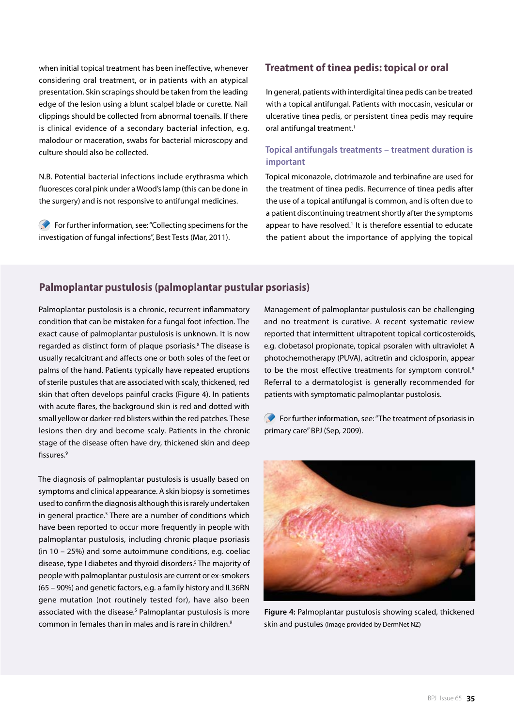when initial topical treatment has been ineffective, whenever considering oral treatment, or in patients with an atypical presentation. Skin scrapings should be taken from the leading edge of the lesion using a blunt scalpel blade or curette. Nail clippings should be collected from abnormal toenails. If there is clinical evidence of a secondary bacterial infection, e.g. malodour or maceration, swabs for bacterial microscopy and culture should also be collected.

N.B. Potential bacterial infections include erythrasma which fluoresces coral pink under a Wood's lamp (this can be done in the surgery) and is not responsive to antifungal medicines.

For further information, see: "Collecting specimens for the investigation of fungal infections", Best Tests (Mar, 2011).

## Treatment of tinea pedis: topical or oral

In general, patients with interdigital tinea pedis can be treated with a topical antifungal. Patients with moccasin, vesicular or ulcerative tinea pedis, or persistent tinea pedis may require oral antifungal treatment.[1]

### Topical antifungals treatments – treatment duration is important

Topical miconazole, clotrimazole and terbinafine are used for the treatment of tinea pedis. Recurrence of tinea pedis after the use of a topical antifungal is common, and is often due to a patient discontinuing treatment shortly after the symptoms appear to have resolved.[1] It is therefore essential to educate the patient about the importance of applying the topical

## Palmoplantar pustulosis (palmoplantar pustular psoriasis)

Palmoplantar pustolosis is a chronic, recurrent inflammatory condition that can be mistaken for a fungal foot infection. The exact cause of palmoplantar pustulosis is unknown. It is now regarded as distinct form of plaque psoriasis.[8] The disease is usually recalcitrant and affects one or both soles of the feet or palms of the hand. Patients typically have repeated eruptions of sterile pustules that are associated with scaly, thickened, red skin that often develops painful cracks (Figure 4). In patients with acute flares, the background skin is red and dotted with small yellow or darker-red blisters within the red patches. These lesions then dry and become scaly. Patients in the chronic stage of the disease often have dry, thickened skin and deep fissures.[9]

The diagnosis of palmoplantar pustulosis is usually based on symptoms and clinical appearance. A skin biopsy is sometimes used to confirm the diagnosis although this is rarely undertaken in general practice.[5] There are a number of conditions which have been reported to occur more frequently in people with palmoplantar pustulosis, including chronic plaque psoriasis (in 10 – 25%) and some autoimmune conditions, e.g. coeliac disease, type I diabetes and thyroid disorders.[5] The majority of people with palmoplantar pustulosis are current or ex-smokers (65 – 90%) and genetic factors, e.g. a family history and IL36RN gene mutation (not routinely tested for), have also been associated with the disease.[5] Palmoplantar pustulosis is more common in females than in males and is rare in children.[9]

Management of palmoplantar pustulosis can be challenging and no treatment is curative. A recent systematic review reported that intermittent ultrapotent topical corticosteroids, e.g. clobetasol propionate, topical psoralen with ultraviolet A photochemotherapy (PUVA), acitretin and ciclosporin, appear to be the most effective treatments for symptom control.[8] Referral to a dermatologist is generally recommended for patients with symptomatic palmoplantar pustulosis.

For further information, see: "The treatment of psoriasis in primary care" BPJ (Sep, 2009).

**Figure 4:** Palmoplantar pustulosis showing scaled, thickened skin and pustules (Image provided by DermNet NZ)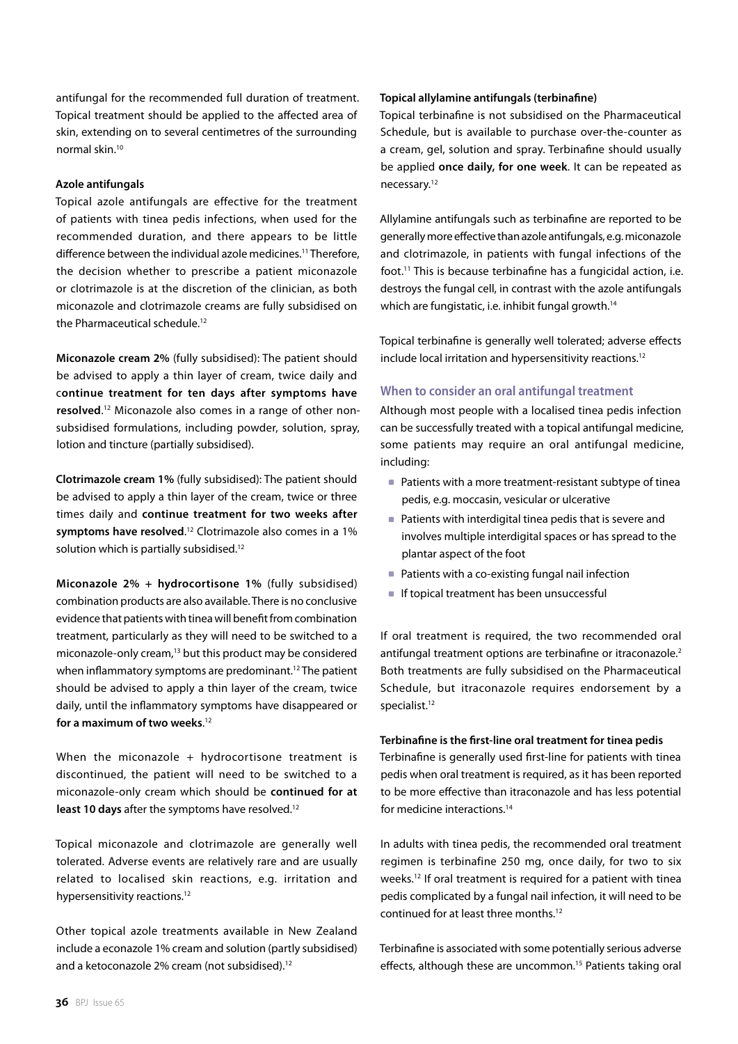antifungal for the recommended full duration of treatment. Topical treatment should be applied to the affected area of skin, extending on to several centimetres of the surrounding normal skin.[10]

#### Azole antifungals

Topical azole antifungals are effective for the treatment of patients with tinea pedis infections, when used for the recommended duration, and there appears to be little difference between the individual azole medicines.[11] Therefore, the decision whether to prescribe a patient miconazole or clotrimazole is at the discretion of the clinician, as both miconazole and clotrimazole creams are fully subsidised on the Pharmaceutical schedule.[12]

**Miconazole cream 2%** (fully subsidised): The patient should be advised to apply a thin layer of cream, twice daily and **continue treatment for ten days after symptoms have resolved**.[12] Miconazole also comes in a range of other non-subsidised formulations, including powder, solution, spray, lotion and tincture (partially subsidised).

**Clotrimazole cream 1%** (fully subsidised): The patient should be advised to apply a thin layer of the cream, twice or three times daily and **continue treatment for two weeks after symptoms have resolved**.[12] Clotrimazole also comes in a 1% solution which is partially subsidised.[12]

**Miconazole 2% + hydrocortisone 1%** (fully subsidised) combination products are also available. There is no conclusive evidence that patients with tinea will benefit from combination treatment, particularly as they will need to be switched to a miconazole-only cream,[13] but this product may be considered when inflammatory symptoms are predominant.[12] The patient should be advised to apply a thin layer of the cream, twice daily, until the inflammatory symptoms have disappeared or **for a maximum of two weeks**.[12]

When the miconazole + hydrocortisone treatment is discontinued, the patient will need to be switched to a miconazole-only cream which should be **continued for at least 10 days** after the symptoms have resolved.[12]

Topical miconazole and clotrimazole are generally well tolerated. Adverse events are relatively rare and are usually related to localised skin reactions, e.g. irritation and hypersensitivity reactions.[12]

Other topical azole treatments available in New Zealand include a econazole 1% cream and solution (partly subsidised) and a ketoconazole 2% cream (not subsidised).[12]

#### Topical allylamine antifungals (terbinafine)

Topical terbinafine is not subsidised on the Pharmaceutical Schedule, but is available to purchase over-the-counter as a cream, gel, solution and spray. Terbinafine should usually be applied **once daily, for one week**. It can be repeated as necessary.[12]

Allylamine antifungals such as terbinafine are reported to be generally more effective than azole antifungals, e.g. miconazole and clotrimazole, in patients with fungal infections of the foot.[11] This is because terbinafine has a fungicidal action, i.e. destroys the fungal cell, in contrast with the azole antifungals which are fungistatic, i.e. inhibit fungal growth.[14]

Topical terbinafine is generally well tolerated; adverse effects include local irritation and hypersensitivity reactions.[12]

### When to consider an oral antifungal treatment

Although most people with a localised tinea pedis infection can be successfully treated with a topical antifungal medicine, some patients may require an oral antifungal medicine, including:

- Patients with a more treatment-resistant subtype of tinea pedis, e.g. moccasin, vesicular or ulcerative
- Patients with interdigital tinea pedis that is severe and involves multiple interdigital spaces or has spread to the plantar aspect of the foot
- Patients with a co-existing fungal nail infection
- If topical treatment has been unsuccessful

If oral treatment is required, the two recommended oral antifungal treatment options are terbinafine or itraconazole.[2] Both treatments are fully subsidised on the Pharmaceutical Schedule, but itraconazole requires endorsement by a specialist.[12]

#### Terbinafine is the first-line oral treatment for tinea pedis

Terbinafine is generally used first-line for patients with tinea pedis when oral treatment is required, as it has been reported to be more effective than itraconazole and has less potential for medicine interactions.[14]

In adults with tinea pedis, the recommended oral treatment regimen is terbinafine 250 mg, once daily, for two to six weeks.[12] If oral treatment is required for a patient with tinea pedis complicated by a fungal nail infection, it will need to be continued for at least three months.[12]

Terbinafine is associated with some potentially serious adverse effects, although these are uncommon.[15] Patients taking oral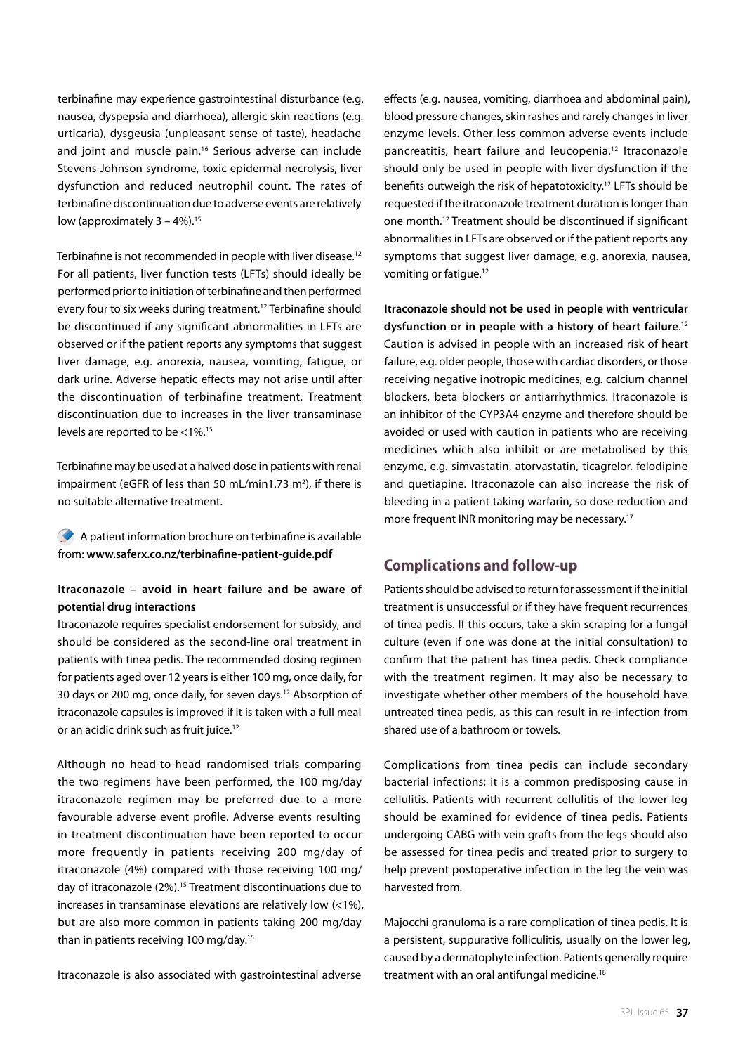terbinafine may experience gastrointestinal disturbance (e.g. nausea, dyspepsia and diarrhoea), allergic skin reactions (e.g. urticaria), dysgeusia (unpleasant sense of taste), headache and joint and muscle pain.[16] Serious adverse can include Stevens-Johnson syndrome, toxic epidermal necrolysis, liver dysfunction and reduced neutrophil count. The rates of terbinafine discontinuation due to adverse events are relatively low (approximately 3 – 4%).[15]

Terbinafine is not recommended in people with liver disease.[12] For all patients, liver function tests (LFTs) should ideally be performed prior to initiation of terbinafine and then performed every four to six weeks during treatment.[12] Terbinafine should be discontinued if any significant abnormalities in LFTs are observed or if the patient reports any symptoms that suggest liver damage, e.g. anorexia, nausea, vomiting, fatigue, or dark urine. Adverse hepatic effects may not arise until after the discontinuation of terbinafine treatment. Treatment discontinuation due to increases in the liver transaminase levels are reported to be <1%.[15]

Terbinafine may be used at a halved dose in patients with renal impairment (eGFR of less than 50 mL/min1.73 $m^2$), if there is no suitable alternative treatment.

A patient information brochure on terbinafine is available from: **www.saferx.co.nz/terbinafine-patient-guide.pdf**

#### Itraconazole – avoid in heart failure and be aware of potential drug interactions

Itraconazole requires specialist endorsement for subsidy, and should be considered as the second-line oral treatment in patients with tinea pedis. The recommended dosing regimen for patients aged over 12 years is either 100 mg, once daily, for 30 days or 200 mg, once daily, for seven days.[12] Absorption of itraconazole capsules is improved if it is taken with a full meal or an acidic drink such as fruit juice.[12]

Although no head-to-head randomised trials comparing the two regimens have been performed, the 100 mg/day itraconazole regimen may be preferred due to a more favourable adverse event profile. Adverse events resulting in treatment discontinuation have been reported to occur more frequently in patients receiving 200 mg/day of itraconazole (4%) compared with those receiving 100 mg/day of itraconazole (2%).[15] Treatment discontinuations due to increases in transaminase elevations are relatively low (<1%), but are also more common in patients taking 200 mg/day than in patients receiving 100 mg/day.[15]

Itraconazole is also associated with gastrointestinal adverse effects (e.g. nausea, vomiting, diarrhoea and abdominal pain), blood pressure changes, skin rashes and rarely changes in liver enzyme levels. Other less common adverse events include pancreatitis, heart failure and leucopenia.[12] Itraconazole should only be used in people with liver dysfunction if the benefits outweigh the risk of hepatotoxicity.[12] LFTs should be requested if the itraconazole treatment duration is longer than one month.[12] Treatment should be discontinued if significant abnormalities in LFTs are observed or if the patient reports any symptoms that suggest liver damage, e.g. anorexia, nausea, vomiting or fatigue.[12]

**Itraconazole should not be used in people with ventricular dysfunction or in people with a history of heart failure**.[12] Caution is advised in people with an increased risk of heart failure, e.g. older people, those with cardiac disorders, or those receiving negative inotropic medicines, e.g. calcium channel blockers, beta blockers or antiarrhythmics. Itraconazole is an inhibitor of the CYP3A4 enzyme and therefore should be avoided or used with caution in patients who are receiving medicines which also inhibit or are metabolised by this enzyme, e.g. simvastatin, atorvastatin, ticagrelor, felodipine and quetiapine. Itraconazole can also increase the risk of bleeding in a patient taking warfarin, so dose reduction and more frequent INR monitoring may be necessary.[17]

## Complications and follow-up

Patients should be advised to return for assessment if the initial treatment is unsuccessful or if they have frequent recurrences of tinea pedis. If this occurs, take a skin scraping for a fungal culture (even if one was done at the initial consultation) to confirm that the patient has tinea pedis. Check compliance with the treatment regimen. It may also be necessary to investigate whether other members of the household have untreated tinea pedis, as this can result in re-infection from shared use of a bathroom or towels.

Complications from tinea pedis can include secondary bacterial infections; it is a common predisposing cause in cellulitis. Patients with recurrent cellulitis of the lower leg should be examined for evidence of tinea pedis. Patients undergoing CABG with vein grafts from the legs should also be assessed for tinea pedis and treated prior to surgery to help prevent postoperative infection in the leg the vein was harvested from.

Majocchi granuloma is a rare complication of tinea pedis. It is a persistent, suppurative folliculitis, usually on the lower leg, caused by a dermatophyte infection. Patients generally require treatment with an oral antifungal medicine.[18]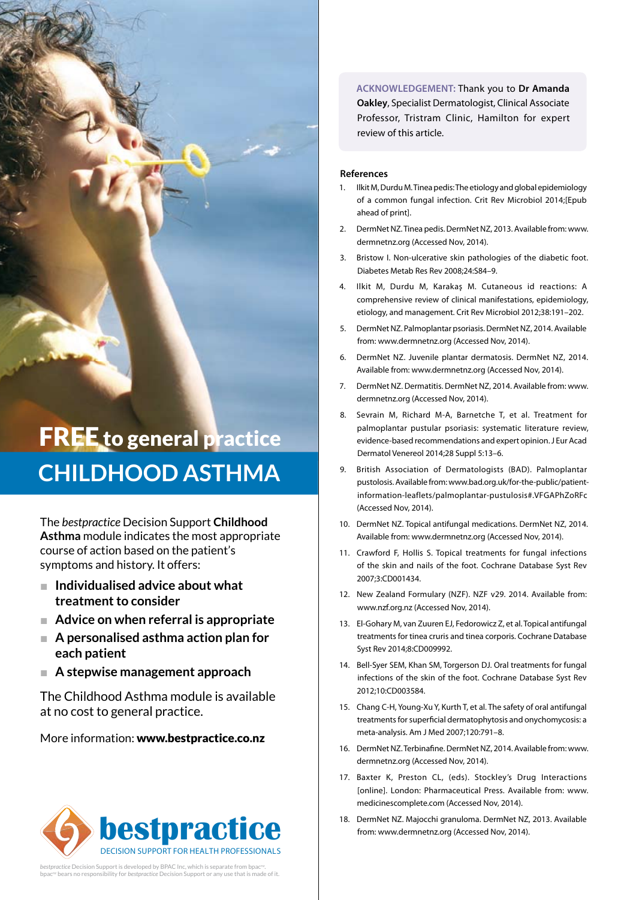# FREE to general practice

## CHILDHOOD ASTHMA

The *bestpractice* Decision Support **Childhood Asthma** module indicates the most appropriate course of action based on the patient's symptoms and history. It offers:

- **Individualised advice about what treatment to consider**
- **Advice on when referral is appropriate**
- **A personalised asthma action plan for each patient**
- **A stepwise management approach**

The Childhood Asthma module is available at no cost to general practice.

More information: **www.bestpractice.co.nz**

bestpractice
DECISION SUPPORT FOR HEALTH PROFESSIONALS

*bestpractice* Decision Support is developed by BPAC Inc, which is separate from bpac[nz]. bpac[nz] bears no responsibility for *bestpractice* Decision Support or any use that is made of it.

ACKNOWLEDGEMENT: Thank you to **Dr Amanda Oakley**, Specialist Dermatologist, Clinical Associate Professor, Tristram Clinic, Hamilton for expert review of this article.

### References

1. Ilkit M, Durdu M. Tinea pedis: The etiology and global epidemiology of a common fungal infection. Crit Rev Microbiol 2014;[Epub ahead of print].
2. DermNet NZ. Tinea pedis. DermNet NZ, 2013. Available from: www.dermnetnz.org (Accessed Nov, 2014).
3. Bristow I. Non-ulcerative skin pathologies of the diabetic foot. Diabetes Metab Res Rev 2008;24:S84–9.
4. Ilkit M, Durdu M, Karakaş M. Cutaneous id reactions: A comprehensive review of clinical manifestations, epidemiology, etiology, and management. Crit Rev Microbiol 2012;38:191–202.
5. DermNet NZ. Palmoplantar psoriasis. DermNet NZ, 2014. Available from: www.dermnetnz.org (Accessed Nov, 2014).
6. DermNet NZ. Juvenile plantar dermatosis. DermNet NZ, 2014. Available from: www.dermnetnz.org (Accessed Nov, 2014).
7. DermNet NZ. Dermatitis. DermNet NZ, 2014. Available from: www.dermnetnz.org (Accessed Nov, 2014).
8. Sevrain M, Richard M-A, Barnetche T, et al. Treatment for palmoplantar pustular psoriasis: systematic literature review, evidence-based recommendations and expert opinion. J Eur Acad Dermatol Venereol 2014;28 Suppl 5:13–6.
9. British Association of Dermatologists (BAD). Palmoplantar pustolosis. Available from: www.bad.org.uk/for-the-public/patient-information-leaflets/palmoplantar-pustulosis#.VFGAPhZoRFc (Accessed Nov, 2014).
10. DermNet NZ. Topical antifungal medications. DermNet NZ, 2014. Available from: www.dermnetnz.org (Accessed Nov, 2014).
11. Crawford F, Hollis S. Topical treatments for fungal infections of the skin and nails of the foot. Cochrane Database Syst Rev 2007;3:CD001434.
12. New Zealand Formulary (NZF). NZF v29. 2014. Available from: www.nzf.org.nz (Accessed Nov, 2014).
13. El-Gohary M, van Zuuren EJ, Fedorowicz Z, et al. Topical antifungal treatments for tinea cruris and tinea corporis. Cochrane Database Syst Rev 2014;8:CD009992.
14. Bell-Syer SEM, Khan SM, Torgerson DJ. Oral treatments for fungal infections of the skin of the foot. Cochrane Database Syst Rev 2012;10:CD003584.
15. Chang C-H, Young-Xu Y, Kurth T, et al. The safety of oral antifungal treatments for superficial dermatophytosis and onychomycosis: a meta-analysis. Am J Med 2007;120:791–8.
16. DermNet NZ. Terbinafine. DermNet NZ, 2014. Available from: www.dermnetnz.org (Accessed Nov, 2014).
17. Baxter K, Preston CL, (eds). Stockley's Drug Interactions [online]. London: Pharmaceutical Press. Available from: www.medicinescomplete.com (Accessed Nov, 2014).
18. DermNet NZ. Majocchi granuloma. DermNet NZ, 2013. Available from: www.dermnetnz.org (Accessed Nov, 2014).